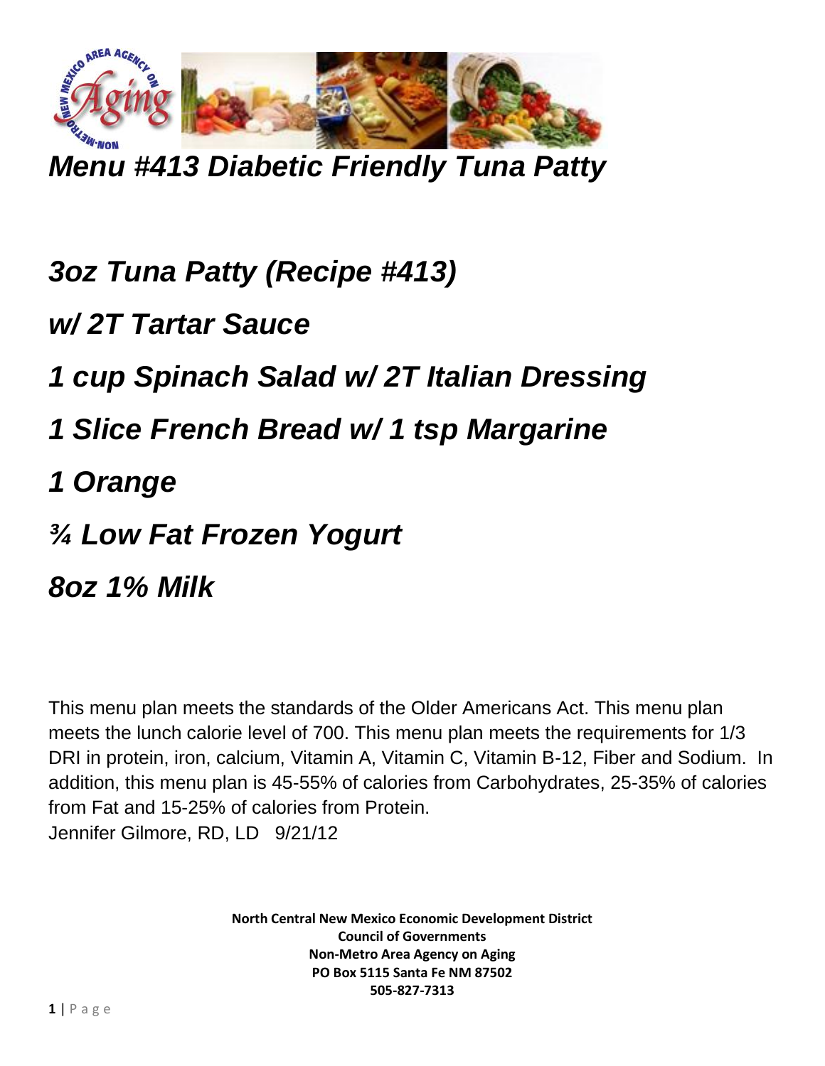# *Menu #413 Diabetic Friendly Tuna Patty*

## *3oz Tuna Patty (Recipe #413)*

## *w/ 2T Tartar Sauce*

## *1 cup Spinach Salad w/ 2T Italian Dressing*

## *1 Slice French Bread w/ 1 tsp Margarine*

## *1 Orange*

## *¾ Low Fat Frozen Yogurt*

## *8oz 1% Milk*

This menu plan meets the standards of the Older Americans Act. This menu plan meets the lunch calorie level of 700. This menu plan meets the requirements for 1/3 DRI in protein, iron, calcium, Vitamin A, Vitamin C, Vitamin B-12, Fiber and Sodium. In addition, this menu plan is 45-55% of calories from Carbohydrates, 25-35% of calories from Fat and 15-25% of calories from Protein.
Jennifer Gilmore, RD, LD 9/21/12

**North Central New Mexico Economic Development District**
**Council of Governments**
**Non-Metro Area Agency on Aging**
**PO Box 5115 Santa Fe NM 87502**
**505-827-7313**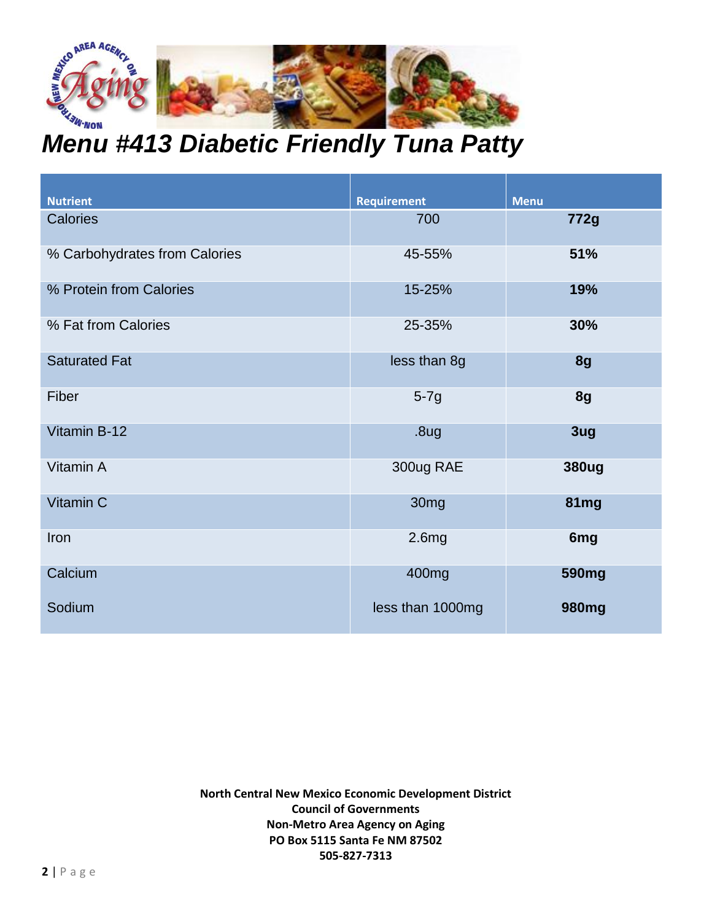# *Menu #413 Diabetic Friendly Tuna Patty*

| Nutrient | Requirement | Menu |
|---|---|---|
| Calories | 700 | **772g** |
| % Carbohydrates from Calories | 45-55% | **51%** |
| % Protein from Calories | 15-25% | **19%** |
| % Fat from Calories | 25-35% | **30%** |
| Saturated Fat | less than 8g | **8g** |
| Fiber | 5-7g | **8g** |
| Vitamin B-12 | .8ug | **3ug** |
| Vitamin A | 300ug RAE | **380ug** |
| Vitamin C | 30mg | **81mg** |
| Iron | 2.6mg | **6mg** |
| Calcium | 400mg | **590mg** |
| Sodium | less than 1000mg | **980mg** |

**North Central New Mexico Economic Development District**
**Council of Governments**
**Non-Metro Area Agency on Aging**
**PO Box 5115 Santa Fe NM 87502**
**505-827-7313**